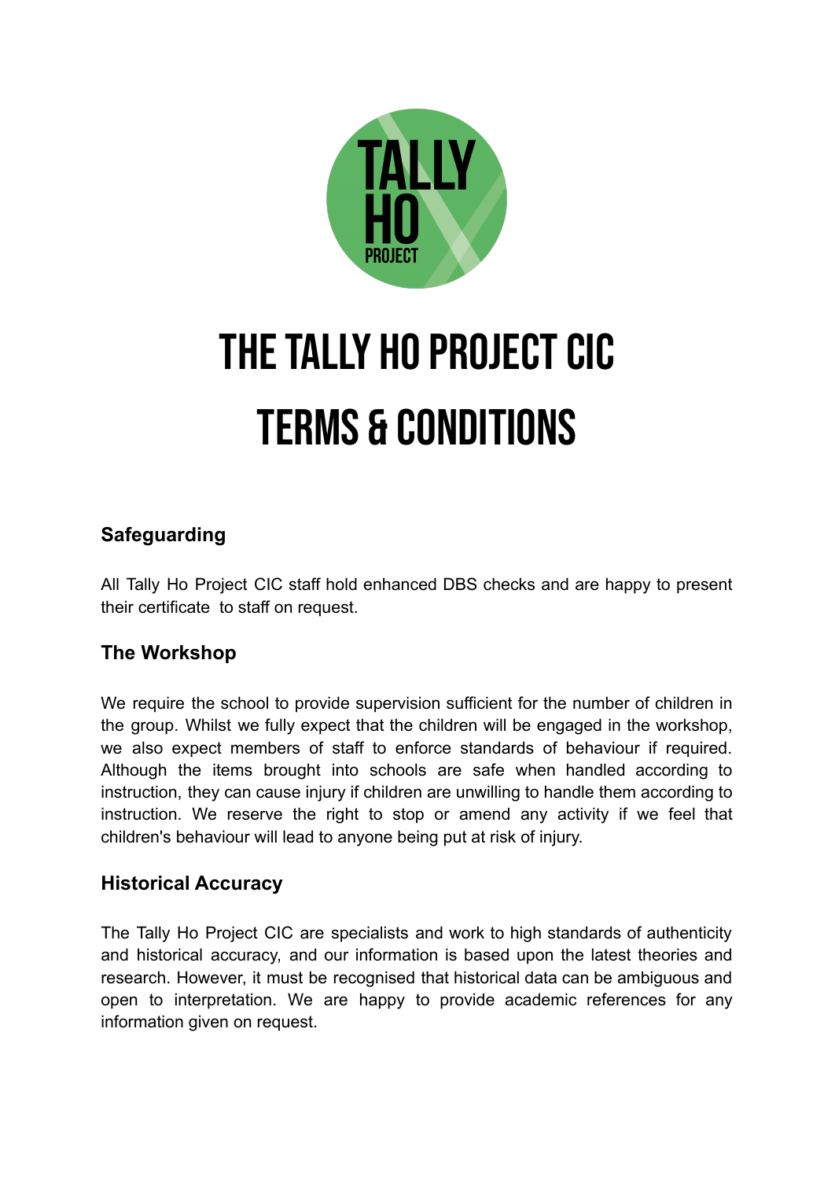# THE TALLY HO PROJECT CIC
# TERMS & CONDITIONS

### Safeguarding

All Tally Ho Project CIC staff hold enhanced DBS checks and are happy to present their certificate to staff on request.

### The Workshop

We require the school to provide supervision sufficient for the number of children in the group. Whilst we fully expect that the children will be engaged in the workshop, we also expect members of staff to enforce standards of behaviour if required. Although the items brought into schools are safe when handled according to instruction, they can cause injury if children are unwilling to handle them according to instruction. We reserve the right to stop or amend any activity if we feel that children's behaviour will lead to anyone being put at risk of injury.

### Historical Accuracy

The Tally Ho Project CIC are specialists and work to high standards of authenticity and historical accuracy, and our information is based upon the latest theories and research. However, it must be recognised that historical data can be ambiguous and open to interpretation. We are happy to provide academic references for any information given on request.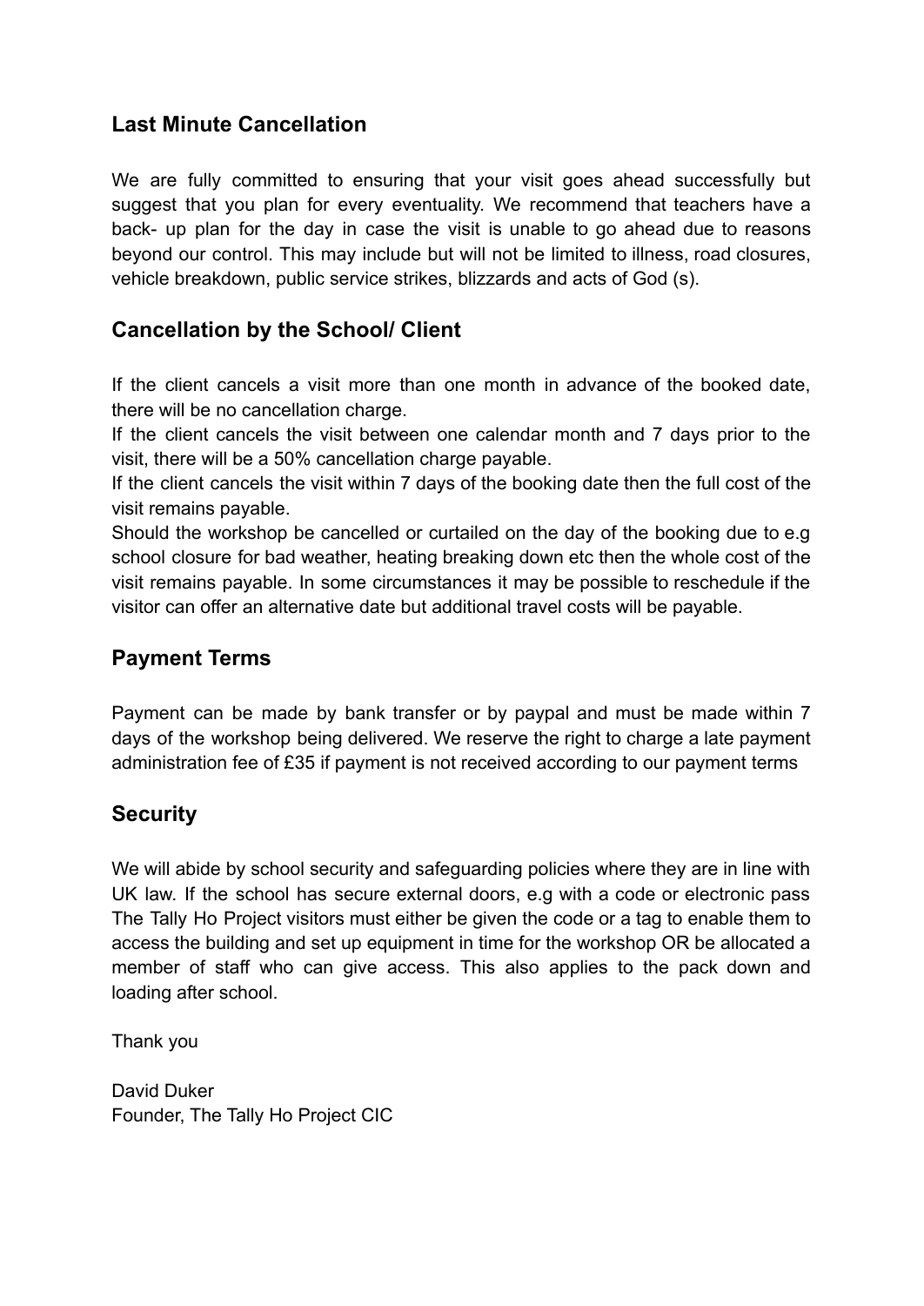## Last Minute Cancellation

We are fully committed to ensuring that your visit goes ahead successfully but suggest that you plan for every eventuality. We recommend that teachers have a back- up plan for the day in case the visit is unable to go ahead due to reasons beyond our control. This may include but will not be limited to illness, road closures, vehicle breakdown, public service strikes, blizzards and acts of God (s).

## Cancellation by the School/ Client

If the client cancels a visit more than one month in advance of the booked date, there will be no cancellation charge.
If the client cancels the visit between one calendar month and 7 days prior to the visit, there will be a 50% cancellation charge payable.
If the client cancels the visit within 7 days of the booking date then the full cost of the visit remains payable.
Should the workshop be cancelled or curtailed on the day of the booking due to e.g school closure for bad weather, heating breaking down etc then the whole cost of the visit remains payable. In some circumstances it may be possible to reschedule if the visitor can offer an alternative date but additional travel costs will be payable.

## Payment Terms

Payment can be made by bank transfer or by paypal and must be made within 7 days of the workshop being delivered. We reserve the right to charge a late payment administration fee of £35 if payment is not received according to our payment terms

## Security

We will abide by school security and safeguarding policies where they are in line with UK law. If the school has secure external doors, e.g with a code or electronic pass The Tally Ho Project visitors must either be given the code or a tag to enable them to access the building and set up equipment in time for the workshop OR be allocated a member of staff who can give access. This also applies to the pack down and loading after school.

Thank you

David Duker
Founder, The Tally Ho Project CIC